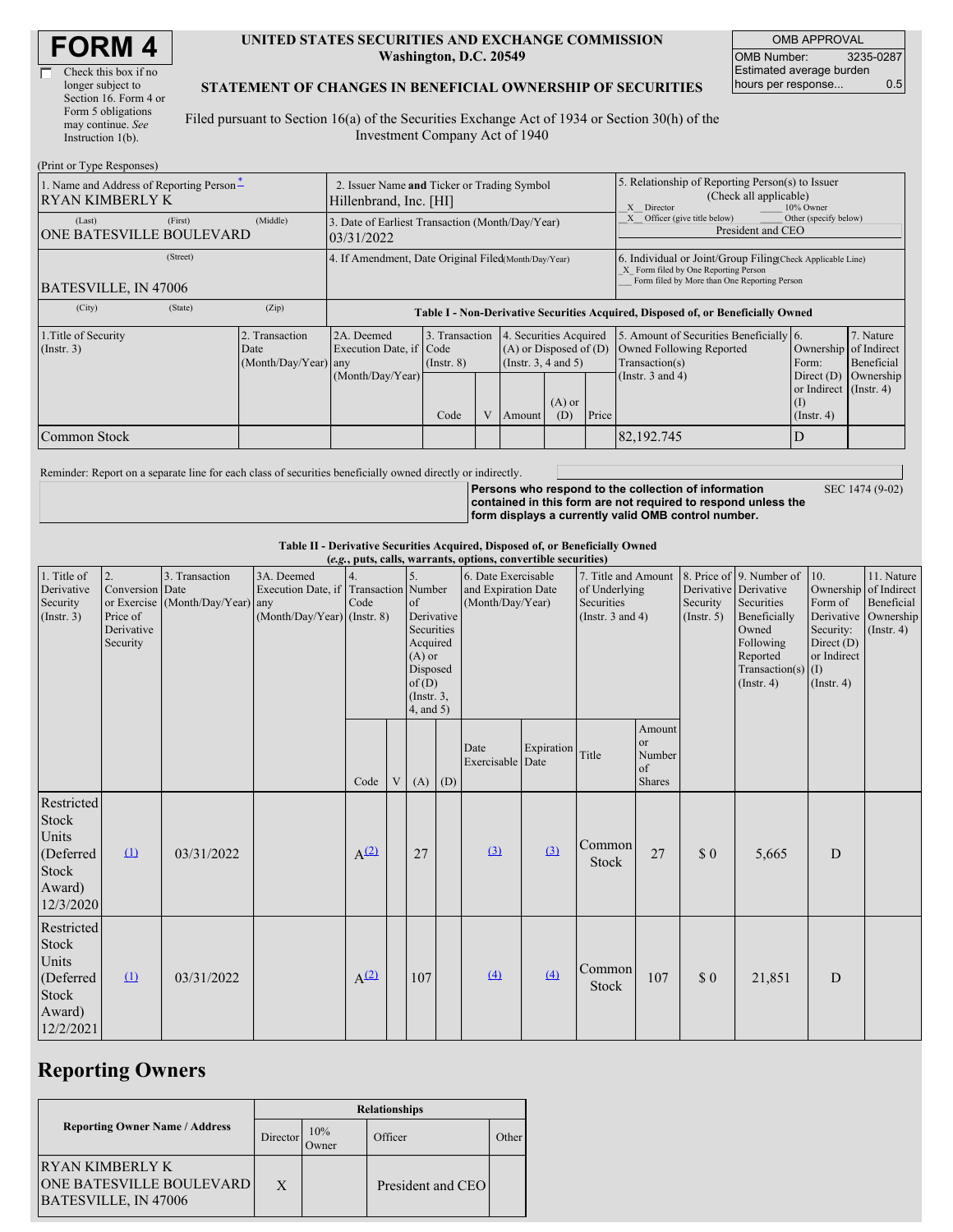# FORM 4

☐ Check this box if no longer subject to Section 16. Form 4 or Form 5 obligations may continue. *See* Instruction 1(b).

**UNITED STATES SECURITIES AND EXCHANGE COMMISSION**
**Washington, D.C. 20549**

**STATEMENT OF CHANGES IN BENEFICIAL OWNERSHIP OF SECURITIES**

Filed pursuant to Section 16(a) of the Securities Exchange Act of 1934 or Section 30(h) of the Investment Company Act of 1940

| OMB APPROVAL | |
|---|---|
| OMB Number: | 3235-0287 |
| Estimated average burden hours per response... | 0.5 |

(Print or Type Responses)

| | | |
|---|---|---|
| 1. Name and Address of Reporting Person * RYAN KIMBERLY K | 2. Issuer Name **and** Ticker or Trading Symbol Hillenbrand, Inc. [HI] | 5. Relationship of Reporting Person(s) to Issuer (Check all applicable) _X_ Director ___ 10% Owner _X_ Officer (give title below) ___ Other (specify below) President and CEO |
| (Last) (First) (Middle) ONE BATESVILLE BOULEVARD | 3. Date of Earliest Transaction (Month/Day/Year) 03/31/2022 | |
| (Street) BATESVILLE, IN 47006 | 4. If Amendment, Date Original Filed (Month/Day/Year) | 6. Individual or Joint/Group Filing (Check Applicable Line) _X_ Form filed by One Reporting Person ___ Form filed by More than One Reporting Person |
| (City) (State) (Zip) | | |

**Table I - Non-Derivative Securities Acquired, Disposed of, or Beneficially Owned**

| 1.Title of Security (Instr. 3) | 2. Transaction Date (Month/Day/Year) | 2A. Deemed Execution Date, if any (Month/Day/Year) | 3. Transaction Code (Instr. 8) | | 4. Securities Acquired (A) or Disposed of (D) (Instr. 3, 4 and 5) | | | 5. Amount of Securities Beneficially Owned Following Reported Transaction(s) (Instr. 3 and 4) | 6. Ownership Form: Direct (D) or Indirect (I) (Instr. 4) | 7. Nature of Indirect Beneficial Ownership (Instr. 4) |
|---|---|---|---|---|---|---|---|---|---|---|
| | | | Code | V | Amount | (A) or (D) | Price | | | |
| Common Stock | | | | | | | | 82,192.745 | D | |

Reminder: Report on a separate line for each class of securities beneficially owned directly or indirectly.

**Persons who respond to the collection of information contained in this form are not required to respond unless the form displays a currently valid OMB control number.** SEC 1474 (9-02)

**Table II - Derivative Securities Acquired, Disposed of, or Beneficially Owned**
***(e.g., puts, calls, warrants, options, convertible securities)***

| 1. Title of Derivative Security (Instr. 3) | 2. Conversion or Exercise Price of Derivative Security | 3. Transaction Date (Month/Day/Year) | 3A. Deemed Execution Date, if any (Month/Day/Year) | 4. Transaction Code (Instr. 8) | | 5. Number of Derivative Securities Acquired (A) or Disposed of (D) (Instr. 3, 4, and 5) | | 6. Date Exercisable and Expiration Date (Month/Day/Year) | | 7. Title and Amount of Underlying Securities (Instr. 3 and 4) | | 8. Price of Derivative Security (Instr. 5) | 9. Number of Derivative Securities Beneficially Owned Following Reported Transaction(s) (Instr. 4) | 10. Ownership Form of Derivative Security: Direct (D) or Indirect (I) (Instr. 4) | 11. Nature of Indirect Beneficial Ownership (Instr. 4) |
|---|---|---|---|---|---|---|---|---|---|---|---|---|---|---|---|
| | | | | Code | V | (A) | (D) | Date Exercisable | Expiration Date | Title | Amount or Number of Shares | | | | |
| Restricted Stock Units (Deferred Stock Award) 12/3/2020 | (1) | 03/31/2022 | | A (2) | | 27 | | (3) | (3) | Common Stock | 27 | $ 0 | 5,665 | D | |
| Restricted Stock Units (Deferred Stock Award) 12/2/2021 | (1) | 03/31/2022 | | A (2) | | 107 | | (4) | (4) | Common Stock | 107 | $ 0 | 21,851 | D | |

## Reporting Owners

| Reporting Owner Name / Address | Relationships | | | |
|---|---|---|---|---|
| | Director | 10% Owner | Officer | Other |
| RYAN KIMBERLY K ONE BATESVILLE BOULEVARD BATESVILLE, IN 47006 | X | | President and CEO | |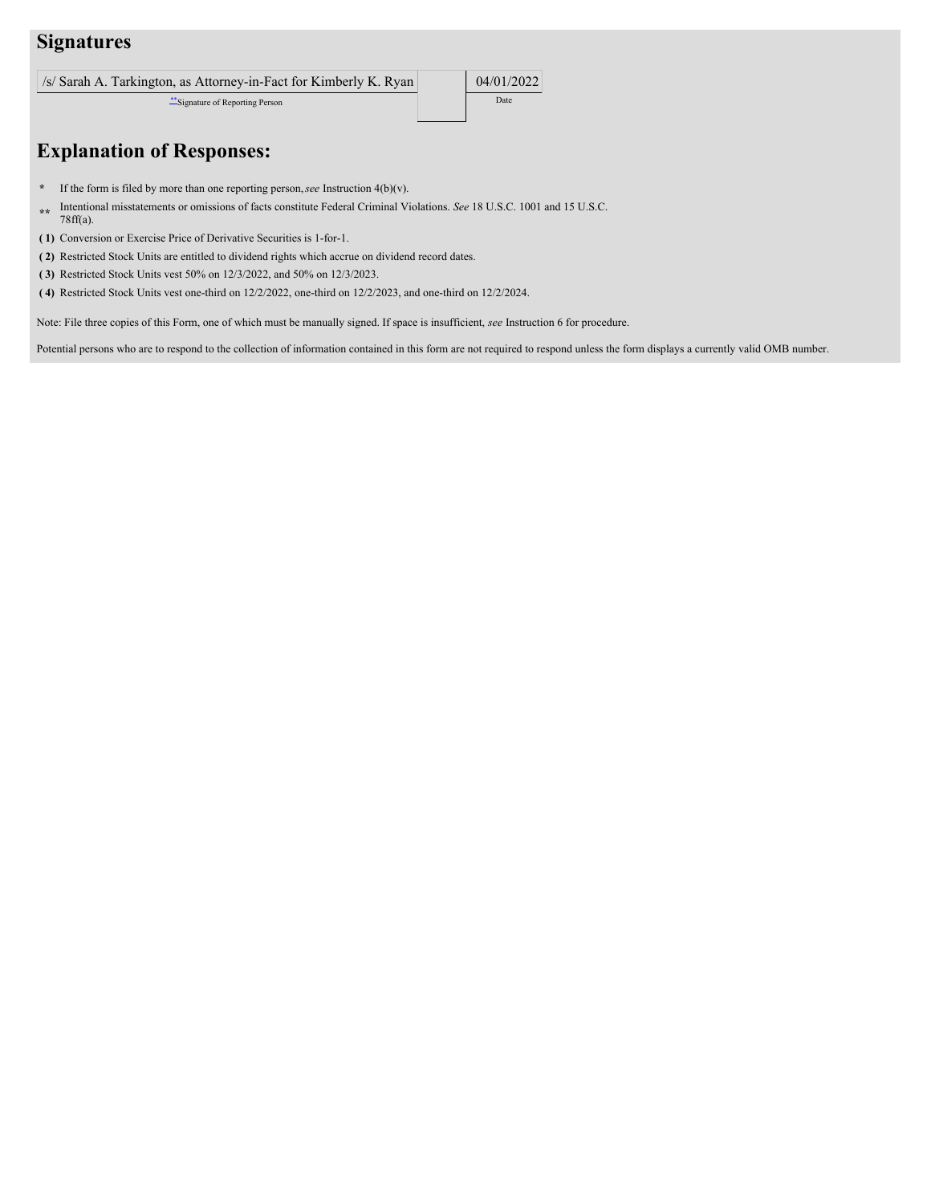## Signatures

| /s/ Sarah A. Tarkington, as Attorney-in-Fact for Kimberly K. Ryan | | 04/01/2022 |
| --- | --- | --- |
| ** Signature of Reporting Person | | Date |

## Explanation of Responses:

- \* If the form is filed by more than one reporting person, *see* Instruction 4(b)(v).
- \*\* Intentional misstatements or omissions of facts constitute Federal Criminal Violations. *See* 18 U.S.C. 1001 and 15 U.S.C. 78ff(a).
- ( 1) Conversion or Exercise Price of Derivative Securities is 1-for-1.
- ( 2) Restricted Stock Units are entitled to dividend rights which accrue on dividend record dates.
- ( 3) Restricted Stock Units vest 50% on 12/3/2022, and 50% on 12/3/2023.
- ( 4) Restricted Stock Units vest one-third on 12/2/2022, one-third on 12/2/2023, and one-third on 12/2/2024.

Note: File three copies of this Form, one of which must be manually signed. If space is insufficient, *see* Instruction 6 for procedure.

Potential persons who are to respond to the collection of information contained in this form are not required to respond unless the form displays a currently valid OMB number.